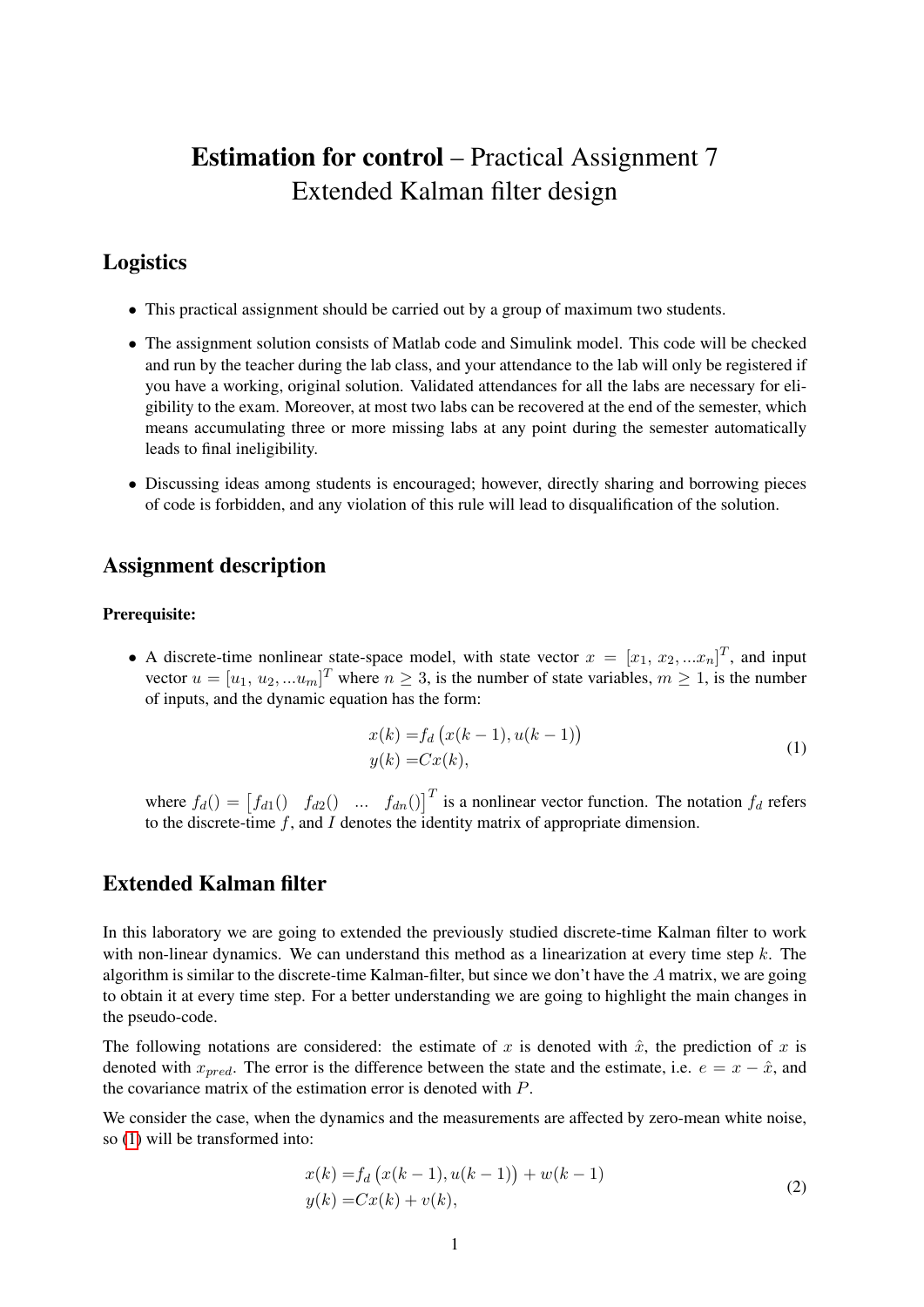# **Estimation for control** – Practical Assignment 7
# Extended Kalman filter design

## Logistics

- This practical assignment should be carried out by a group of maximum two students.
- The assignment solution consists of Matlab code and Simulink model. This code will be checked and run by the teacher during the lab class, and your attendance to the lab will only be registered if you have a working, original solution. Validated attendances for all the labs are necessary for eligibility to the exam. Moreover, at most two labs can be recovered at the end of the semester, which means accumulating three or more missing labs at any point during the semester automatically leads to final ineligibility.
- Discussing ideas among students is encouraged; however, directly sharing and borrowing pieces of code is forbidden, and any violation of this rule will lead to disqualification of the solution.

## Assignment description

**Prerequisite:**

- A discrete-time nonlinear state-space model, with state vector $x = [x_1,\, x_2, ...x_n]^T$, and input vector $u = [u_1,\, u_2, ...u_m]^T$ where $n \geq 3$, is the number of state variables, $m \geq 1$, is the number of inputs, and the dynamic equation has the form:

$$\begin{aligned} x(k) =& f_d\big(x(k-1), u(k-1)\big) \\ y(k) =& Cx(k), \end{aligned} \tag{1}$$

where $f_d() = \begin{bmatrix} f_{d1}() & f_{d2}() & ... & f_{dn}() \end{bmatrix}^T$ is a nonlinear vector function. The notation $f_d$ refers to the discrete-time $f$, and $I$ denotes the identity matrix of appropriate dimension.

## Extended Kalman filter

In this laboratory we are going to extended the previously studied discrete-time Kalman filter to work with non-linear dynamics. We can understand this method as a linearization at every time step $k$. The algorithm is similar to the discrete-time Kalman-filter, but since we don't have the $A$ matrix, we are going to obtain it at every time step. For a better understanding we are going to highlight the main changes in the pseudo-code.

The following notations are considered: the estimate of $x$ is denoted with $\hat{x}$, the prediction of $x$ is denoted with $x_{pred}$. The error is the difference between the state and the estimate, i.e. $e = x - \hat{x}$, and the covariance matrix of the estimation error is denoted with $P$.

We consider the case, when the dynamics and the measurements are affected by zero-mean white noise, so (1) will be transformed into:

$$\begin{aligned} x(k) =& f_d\big(x(k-1), u(k-1)\big) + w(k-1) \\ y(k) =& Cx(k) + v(k), \end{aligned} \tag{2}$$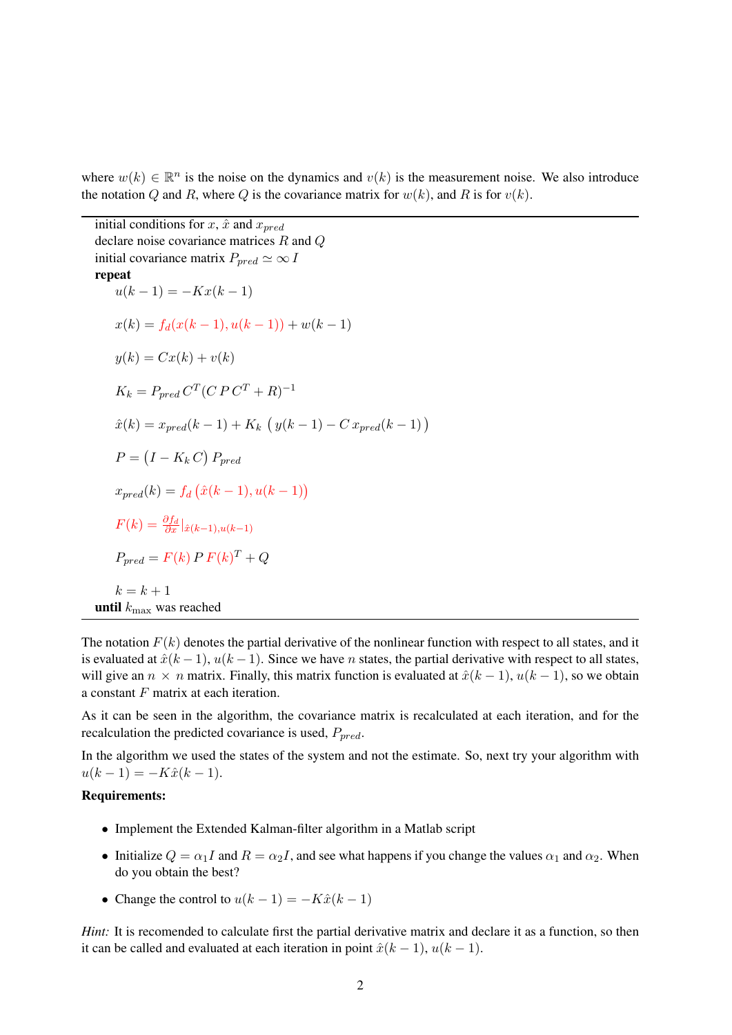where $w(k) \in \mathbb{R}^n$ is the noise on the dynamics and $v(k)$ is the measurement noise. We also introduce the notation $Q$ and $R$, where $Q$ is the covariance matrix for $w(k)$, and $R$ is for $v(k)$.

---

initial conditions for $x$, $\hat{x}$ and $x_{pred}$

declare noise covariance matrices $R$ and $Q$

initial covariance matrix $P_{pred} \simeq \infty I$

**repeat**

$$u(k-1) = -Kx(k-1)$$

$$x(k) = f_d(x(k-1), u(k-1)) + w(k-1)$$

$$y(k) = Cx(k) + v(k)$$

$$K_k = P_{pred}\, C^T (C\, P\, C^T + R)^{-1}$$

$$\hat{x}(k) = x_{pred}(k-1) + K_k\, \big( y(k-1) - C\, x_{pred}(k-1) \big)$$

$$P = \big(I - K_k\, C\big)\, P_{pred}$$

$$x_{pred}(k) = f_d\, \big(\hat{x}(k-1), u(k-1)\big)$$

$$F(k) = \frac{\partial f_d}{\partial x}\Big|_{\hat{x}(k-1),u(k-1)}$$

$$P_{pred} = F(k)\, P\, F(k)^T + Q$$

$$k = k+1$$

**until** $k_{\max}$ was reached

---

The notation $F(k)$ denotes the partial derivative of the nonlinear function with respect to all states, and it is evaluated at $\hat{x}(k-1)$, $u(k-1)$. Since we have $n$ states, the partial derivative with respect to all states, will give an $n \times n$ matrix. Finally, this matrix function is evaluated at $\hat{x}(k-1)$, $u(k-1)$, so we obtain a constant $F$ matrix at each iteration.

As it can be seen in the algorithm, the covariance matrix is recalculated at each iteration, and for the recalculation the predicted covariance is used, $P_{pred}$.

In the algorithm we used the states of the system and not the estimate. So, next try your algorithm with $u(k-1) = -K\hat{x}(k-1)$.

**Requirements:**

- Implement the Extended Kalman-filter algorithm in a Matlab script
- Initialize $Q = \alpha_1 I$ and $R = \alpha_2 I$, and see what happens if you change the values $\alpha_1$ and $\alpha_2$. When do you obtain the best?
- Change the control to $u(k-1) = -K\hat{x}(k-1)$

*Hint:* It is recomended to calculate first the partial derivative matrix and declare it as a function, so then it can be called and evaluated at each iteration in point $\hat{x}(k-1)$, $u(k-1)$.